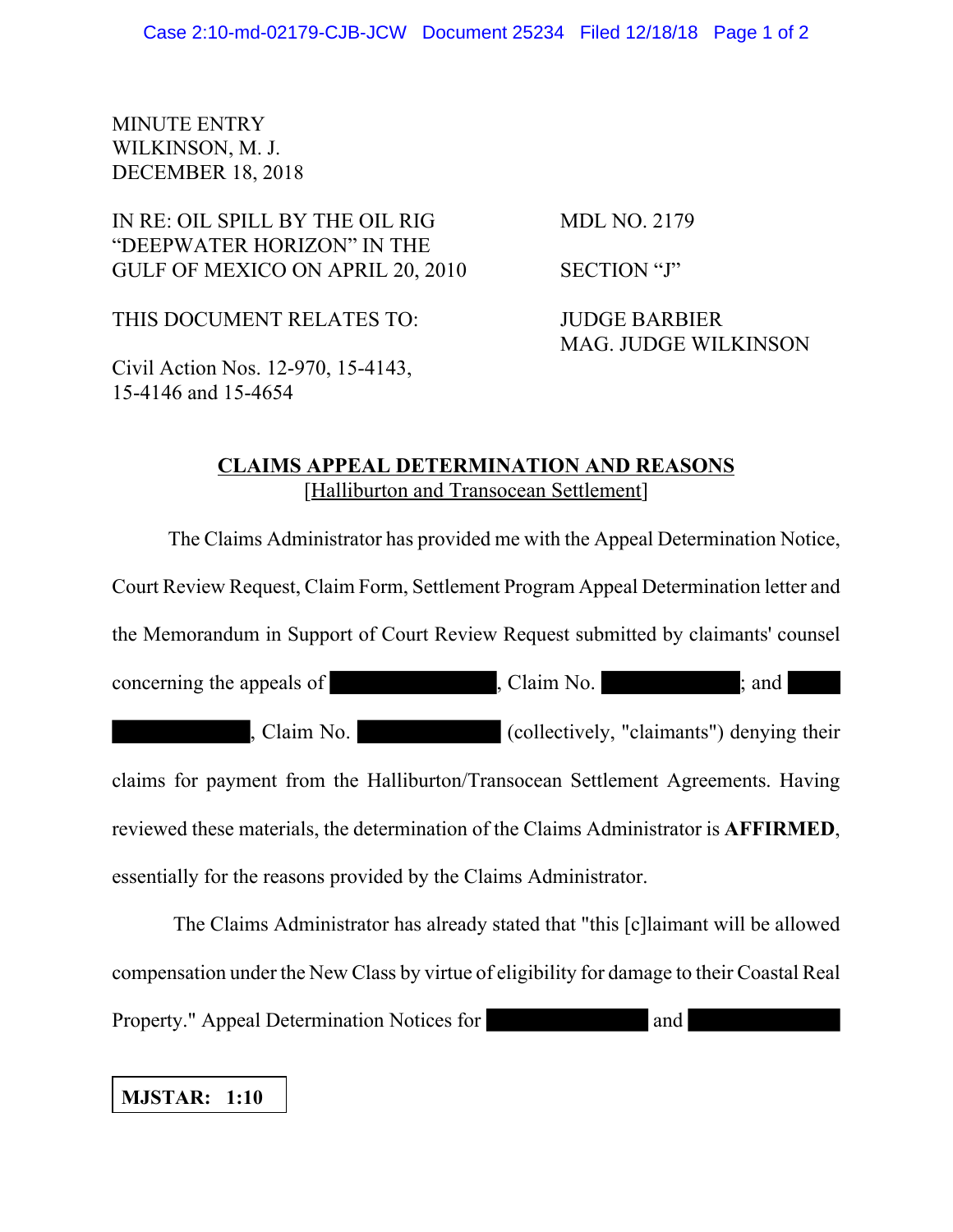MINUTE ENTRY
WILKINSON, M. J.
DECEMBER 18, 2018

IN RE: OIL SPILL BY THE OIL RIG "DEEPWATER HORIZON" IN THE GULF OF MEXICO ON APRIL 20, 2010

MDL NO. 2179

SECTION "J"

THIS DOCUMENT RELATES TO:

JUDGE BARBIER
MAG. JUDGE WILKINSON

Civil Action Nos. 12-970, 15-4143, 15-4146 and 15-4654

## CLAIMS APPEAL DETERMINATION AND REASONS
[Halliburton and Transocean Settlement]

The Claims Administrator has provided me with the Appeal Determination Notice, Court Review Request, Claim Form, Settlement Program Appeal Determination letter and the Memorandum in Support of Court Review Request submitted by claimants' counsel concerning the appeals of ████████, Claim No. ████████; and ████████, Claim No. ████████ (collectively, "claimants") denying their claims for payment from the Halliburton/Transocean Settlement Agreements. Having reviewed these materials, the determination of the Claims Administrator is **AFFIRMED**, essentially for the reasons provided by the Claims Administrator.

The Claims Administrator has already stated that "this [c]laimant will be allowed compensation under the New Class by virtue of eligibility for damage to their Coastal Real Property." Appeal Determination Notices for ████████ and ████████

**MJSTAR: 1:10**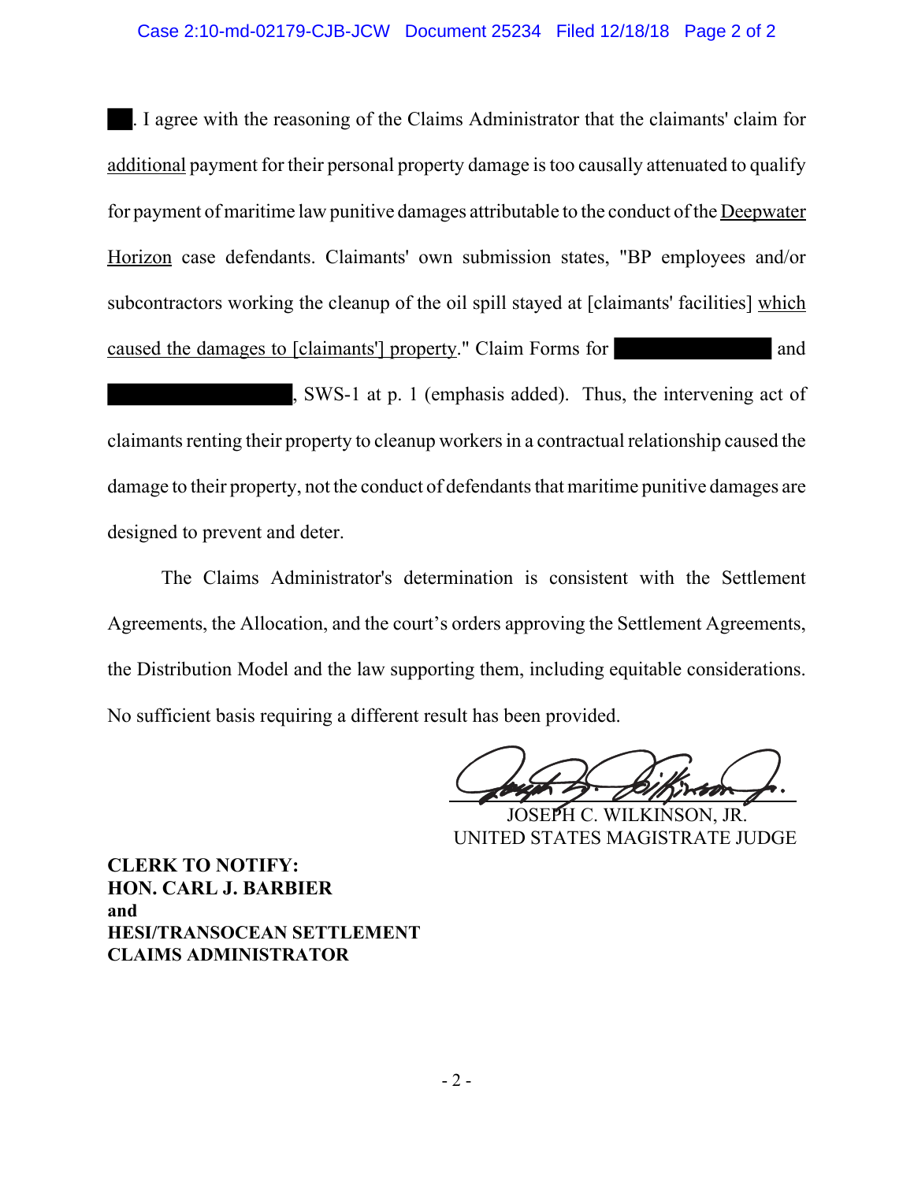██. I agree with the reasoning of the Claims Administrator that the claimants' claim for <u>additional</u> payment for their personal property damage is too causally attenuated to qualify for payment of maritime law punitive damages attributable to the conduct of the <u>Deepwater Horizon</u> case defendants. Claimants' own submission states, "BP employees and/or subcontractors working the cleanup of the oil spill stayed at [claimants' facilities] <u>which caused the damages to [claimants'] property</u>." Claim Forms for ████████████ and ████████████, SWS-1 at p. 1 (emphasis added). Thus, the intervening act of claimants renting their property to cleanup workers in a contractual relationship caused the damage to their property, not the conduct of defendants that maritime punitive damages are designed to prevent and deter.

The Claims Administrator's determination is consistent with the Settlement Agreements, the Allocation, and the court's orders approving the Settlement Agreements, the Distribution Model and the law supporting them, including equitable considerations. No sufficient basis requiring a different result has been provided.

JOSEPH C. WILKINSON, JR.
UNITED STATES MAGISTRATE JUDGE

**CLERK TO NOTIFY:**
**HON. CARL J. BARBIER**
**and**
**HESI/TRANSOCEAN SETTLEMENT CLAIMS ADMINISTRATOR**